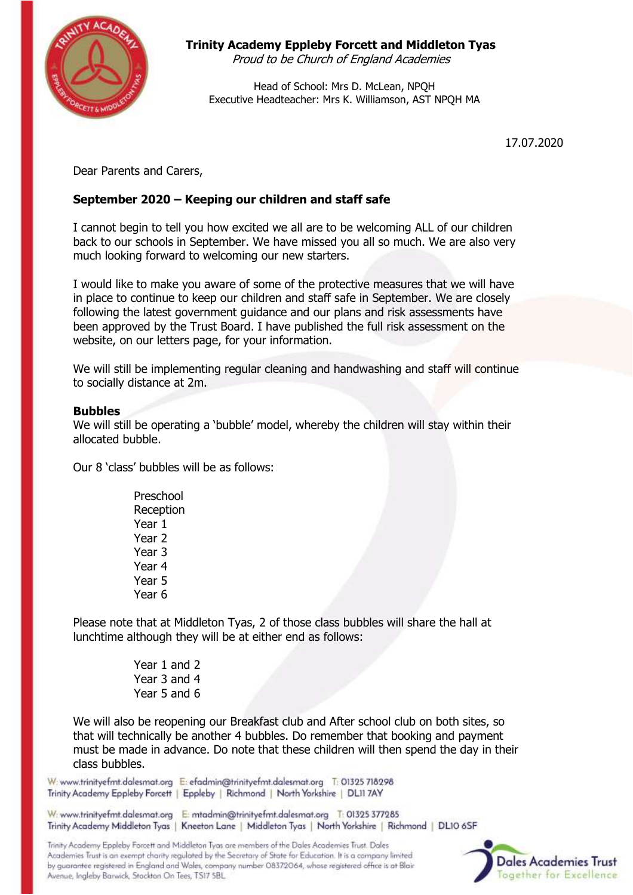**Trinity Academy Eppleby Forcett and Middleton Tyas**
*Proud to be Church of England Academies*

Head of School: Mrs D. McLean, NPQH
Executive Headteacher: Mrs K. Williamson, AST NPQH MA

17.07.2020

Dear Parents and Carers,

**September 2020 – Keeping our children and staff safe**

I cannot begin to tell you how excited we all are to be welcoming ALL of our children back to our schools in September. We have missed you all so much. We are also very much looking forward to welcoming our new starters.

I would like to make you aware of some of the protective measures that we will have in place to continue to keep our children and staff safe in September. We are closely following the latest government guidance and our plans and risk assessments have been approved by the Trust Board. I have published the full risk assessment on the website, on our letters page, for your information.

We will still be implementing regular cleaning and handwashing and staff will continue to socially distance at 2m.

**Bubbles**

We will still be operating a 'bubble' model, whereby the children will stay within their allocated bubble.

Our 8 'class' bubbles will be as follows:

Preschool
Reception
Year 1
Year 2
Year 3
Year 4
Year 5
Year 6

Please note that at Middleton Tyas, 2 of those class bubbles will share the hall at lunchtime although they will be at either end as follows:

Year 1 and 2
Year 3 and 4
Year 5 and 6

We will also be reopening our Breakfast club and After school club on both sites, so that will technically be another 4 bubbles. Do remember that booking and payment must be made in advance. Do note that these children will then spend the day in their class bubbles.

W: www.trinityefmt.dalesmat.org | E: efadmin@trinityefmt.dalesmat.org | T: 01325 718298
Trinity Academy Eppleby Forcett | Eppleby | Richmond | North Yorkshire | DL11 7AY

W: www.trinityefmt.dalesmat.org | E: mtadmin@trinityefmt.dalesmat.org | T: 01325 377285
Trinity Academy Middleton Tyas | Kneeton Lane | Middleton Tyas | North Yorkshire | Richmond | DL10 6SF

Trinity Academy Eppleby Forcett and Middleton Tyas are members of the Dales Academies Trust. Dales Academies Trust is an exempt charity regulated by the Secretary of State for Education. It is a company limited by guarantee registered in England and Wales, company number 08372064, whose registered office is at Blair Avenue, Ingleby Barwick, Stockton On Tees, TS17 5BL.

Dales Academies Trust
Together for Excellence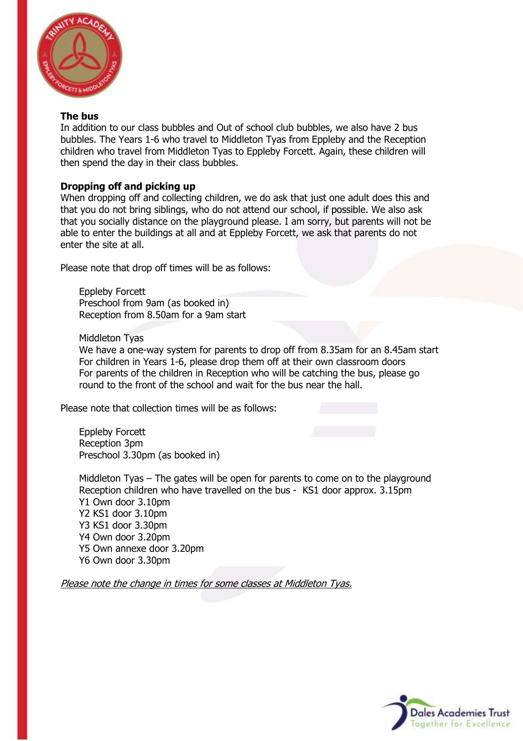**The bus**

In addition to our class bubbles and Out of school club bubbles, we also have 2 bus bubbles. The Years 1-6 who travel to Middleton Tyas from Eppleby and the Reception children who travel from Middleton Tyas to Eppleby Forcett. Again, these children will then spend the day in their class bubbles.

**Dropping off and picking up**

When dropping off and collecting children, we do ask that just one adult does this and that you do not bring siblings, who do not attend our school, if possible. We also ask that you socially distance on the playground please. I am sorry, but parents will not be able to enter the buildings at all and at Eppleby Forcett, we ask that parents do not enter the site at all.

Please note that drop off times will be as follows:

Eppleby Forcett
Preschool from 9am (as booked in)
Reception from 8.50am for a 9am start

Middleton Tyas
We have a one-way system for parents to drop off from 8.35am for an 8.45am start
For children in Years 1-6, please drop them off at their own classroom doors
For parents of the children in Reception who will be catching the bus, please go round to the front of the school and wait for the bus near the hall.

Please note that collection times will be as follows:

Eppleby Forcett
Reception 3pm
Preschool 3.30pm (as booked in)

Middleton Tyas – The gates will be open for parents to come on to the playground
Reception children who have travelled on the bus - KS1 door approx. 3.15pm
Y1 Own door 3.10pm
Y2 KS1 door 3.10pm
Y3 KS1 door 3.30pm
Y4 Own door 3.20pm
Y5 Own annexe door 3.20pm
Y6 Own door 3.30pm

*Please note the change in times for some classes at Middleton Tyas.*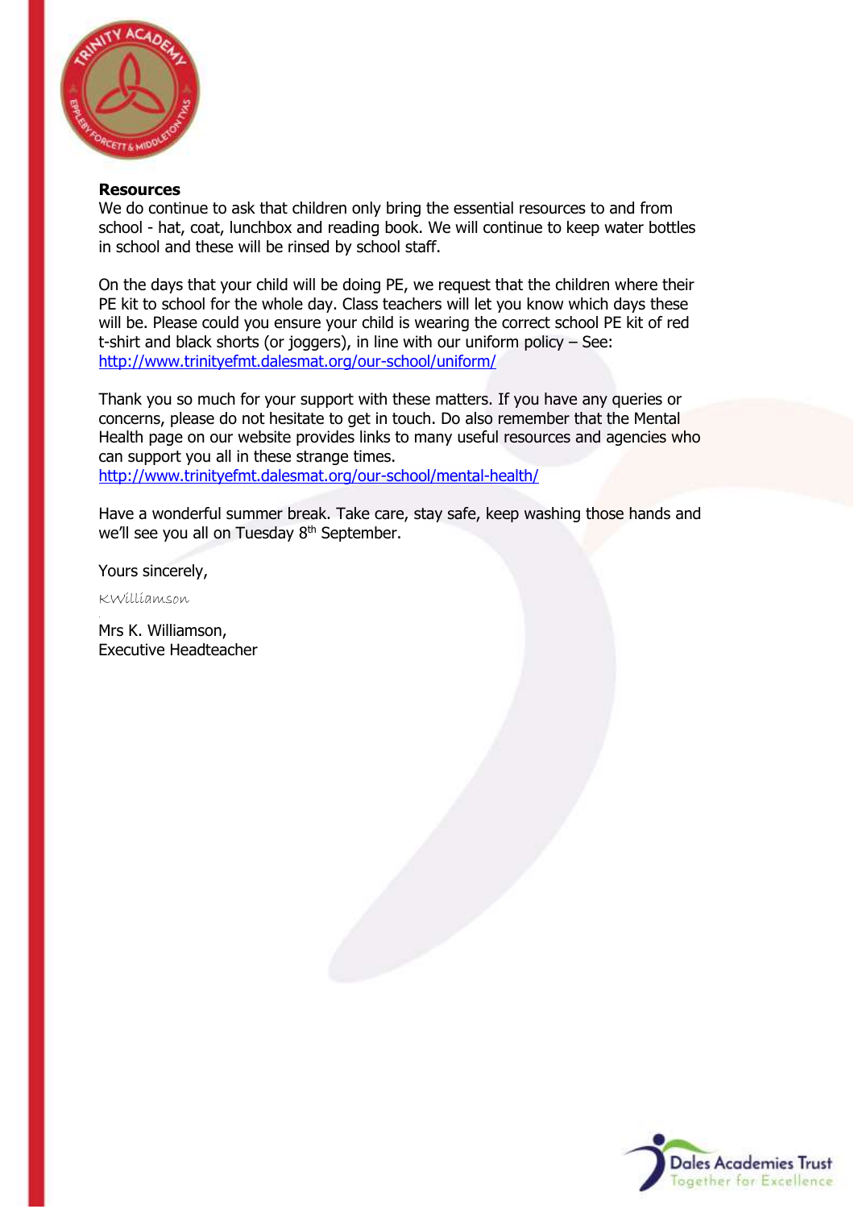**Resources**

We do continue to ask that children only bring the essential resources to and from school - hat, coat, lunchbox and reading book. We will continue to keep water bottles in school and these will be rinsed by school staff.

On the days that your child will be doing PE, we request that the children where their PE kit to school for the whole day. Class teachers will let you know which days these will be. Please could you ensure your child is wearing the correct school PE kit of red t-shirt and black shorts (or joggers), in line with our uniform policy – See: http://www.trinityefmt.dalesmat.org/our-school/uniform/

Thank you so much for your support with these matters. If you have any queries or concerns, please do not hesitate to get in touch. Do also remember that the Mental Health page on our website provides links to many useful resources and agencies who can support you all in these strange times.
http://www.trinityefmt.dalesmat.org/our-school/mental-health/

Have a wonderful summer break. Take care, stay safe, keep washing those hands and we'll see you all on Tuesday 8th September.

Yours sincerely,

KWilliamson

Mrs K. Williamson,
Executive Headteacher